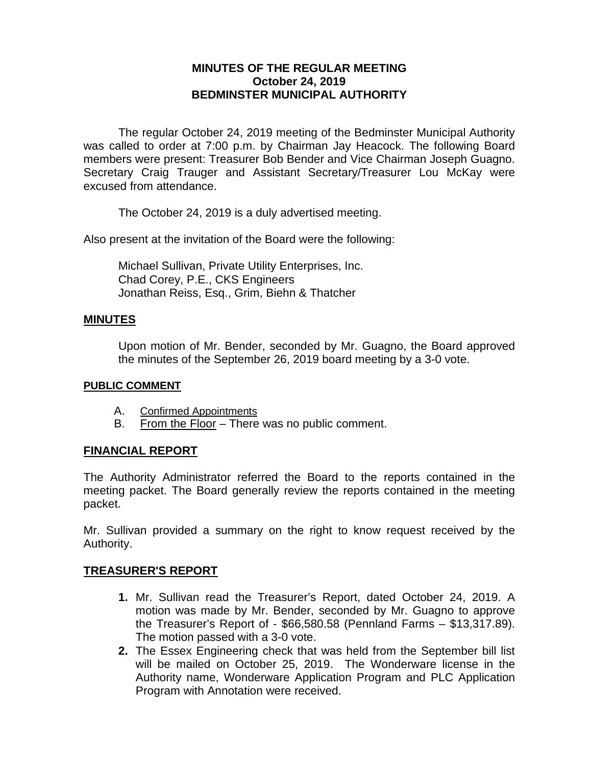**MINUTES OF THE REGULAR MEETING**
**October 24, 2019**
**BEDMINSTER MUNICIPAL AUTHORITY**

The regular October 24, 2019 meeting of the Bedminster Municipal Authority was called to order at 7:00 p.m. by Chairman Jay Heacock. The following Board members were present: Treasurer Bob Bender and Vice Chairman Joseph Guagno. Secretary Craig Trauger and Assistant Secretary/Treasurer Lou McKay were excused from attendance.

The October 24, 2019 is a duly advertised meeting.

Also present at the invitation of the Board were the following:

Michael Sullivan, Private Utility Enterprises, Inc.
Chad Corey, P.E., CKS Engineers
Jonathan Reiss, Esq., Grim, Biehn & Thatcher

## MINUTES

Upon motion of Mr. Bender, seconded by Mr. Guagno, the Board approved the minutes of the September 26, 2019 board meeting by a 3-0 vote.

### PUBLIC COMMENT

A. Confirmed Appointments
B. From the Floor – There was no public comment.

## FINANCIAL REPORT

The Authority Administrator referred the Board to the reports contained in the meeting packet. The Board generally review the reports contained in the meeting packet.

Mr. Sullivan provided a summary on the right to know request received by the Authority.

## TREASURER'S REPORT

1. Mr. Sullivan read the Treasurer's Report, dated October 24, 2019. A motion was made by Mr. Bender, seconded by Mr. Guagno to approve the Treasurer's Report of - $66,580.58 (Pennland Farms – $13,317.89). The motion passed with a 3-0 vote.
2. The Essex Engineering check that was held from the September bill list will be mailed on October 25, 2019. The Wonderware license in the Authority name, Wonderware Application Program and PLC Application Program with Annotation were received.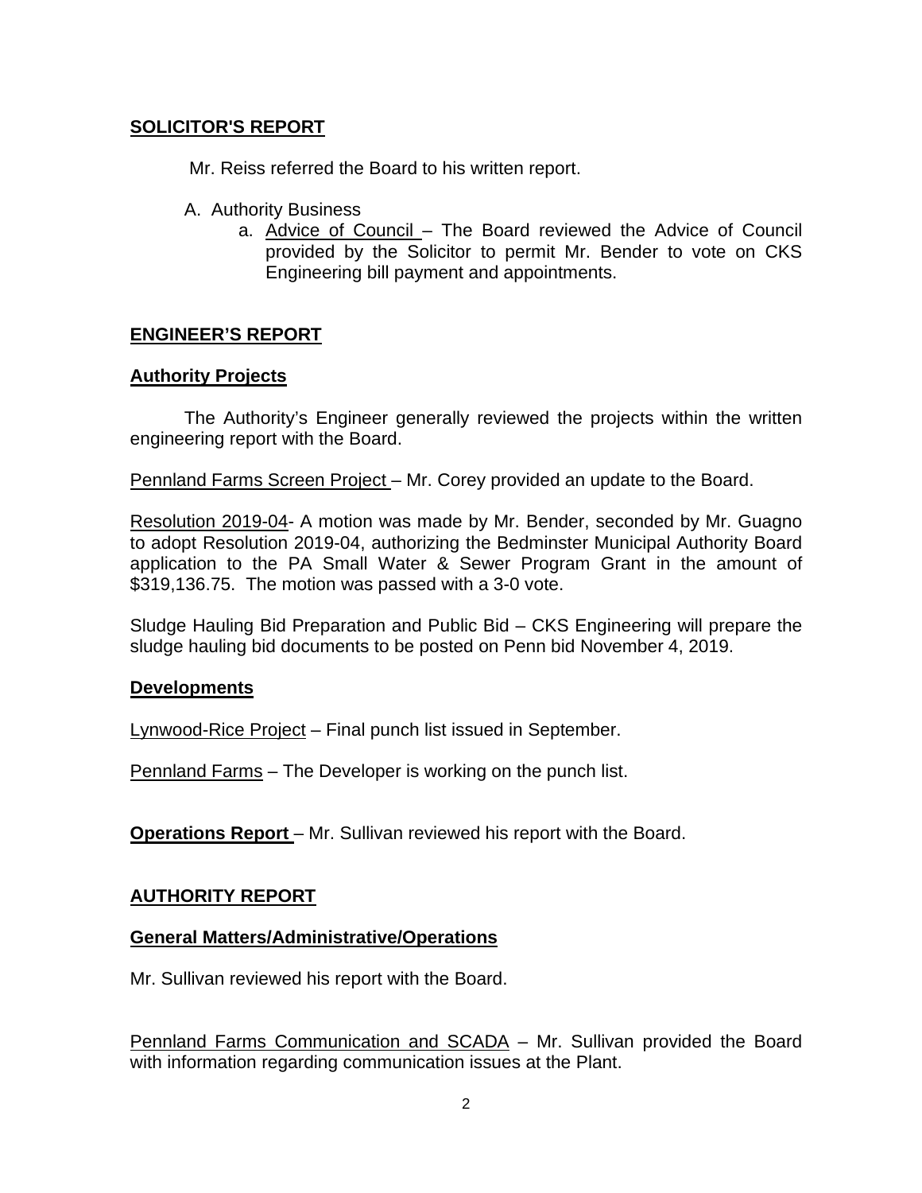## SOLICITOR'S REPORT

Mr. Reiss referred the Board to his written report.

A. Authority Business
   a. Advice of Council – The Board reviewed the Advice of Council provided by the Solicitor to permit Mr. Bender to vote on CKS Engineering bill payment and appointments.

## ENGINEER'S REPORT

### Authority Projects

The Authority's Engineer generally reviewed the projects within the written engineering report with the Board.

Pennland Farms Screen Project – Mr. Corey provided an update to the Board.

Resolution 2019-04- A motion was made by Mr. Bender, seconded by Mr. Guagno to adopt Resolution 2019-04, authorizing the Bedminster Municipal Authority Board application to the PA Small Water & Sewer Program Grant in the amount of $319,136.75. The motion was passed with a 3-0 vote.

Sludge Hauling Bid Preparation and Public Bid – CKS Engineering will prepare the sludge hauling bid documents to be posted on Penn bid November 4, 2019.

### Developments

Lynwood-Rice Project – Final punch list issued in September.

Pennland Farms – The Developer is working on the punch list.

**Operations Report** – Mr. Sullivan reviewed his report with the Board.

## AUTHORITY REPORT

### General Matters/Administrative/Operations

Mr. Sullivan reviewed his report with the Board.

Pennland Farms Communication and SCADA – Mr. Sullivan provided the Board with information regarding communication issues at the Plant.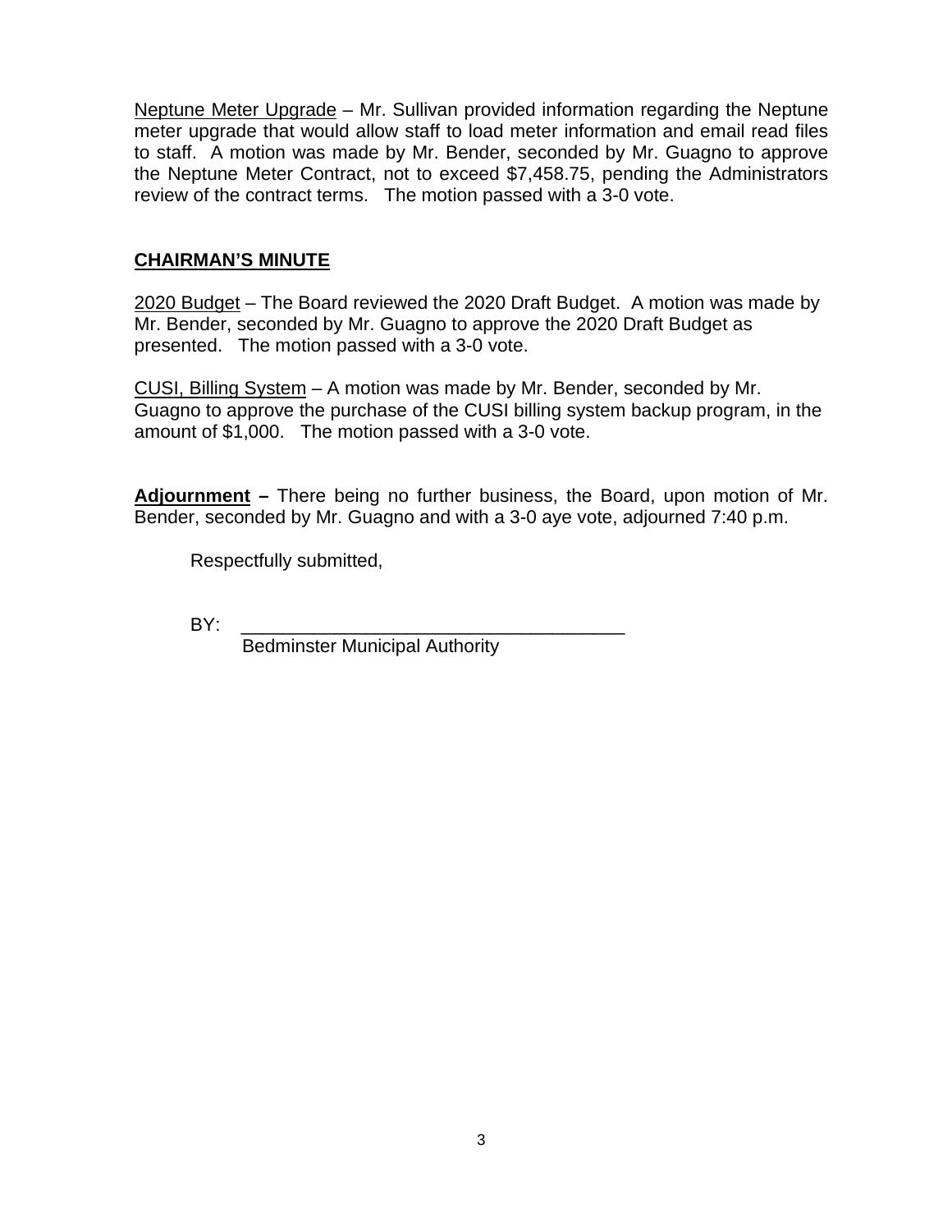Neptune Meter Upgrade – Mr. Sullivan provided information regarding the Neptune meter upgrade that would allow staff to load meter information and email read files to staff. A motion was made by Mr. Bender, seconded by Mr. Guagno to approve the Neptune Meter Contract, not to exceed $7,458.75, pending the Administrators review of the contract terms. The motion passed with a 3-0 vote.

## CHAIRMAN'S MINUTE

2020 Budget – The Board reviewed the 2020 Draft Budget. A motion was made by Mr. Bender, seconded by Mr. Guagno to approve the 2020 Draft Budget as presented. The motion passed with a 3-0 vote.

CUSI, Billing System – A motion was made by Mr. Bender, seconded by Mr. Guagno to approve the purchase of the CUSI billing system backup program, in the amount of $1,000. The motion passed with a 3-0 vote.

**Adjournment –** There being no further business, the Board, upon motion of Mr. Bender, seconded by Mr. Guagno and with a 3-0 aye vote, adjourned 7:40 p.m.

Respectfully submitted,

BY: ______________________________________
Bedminster Municipal Authority